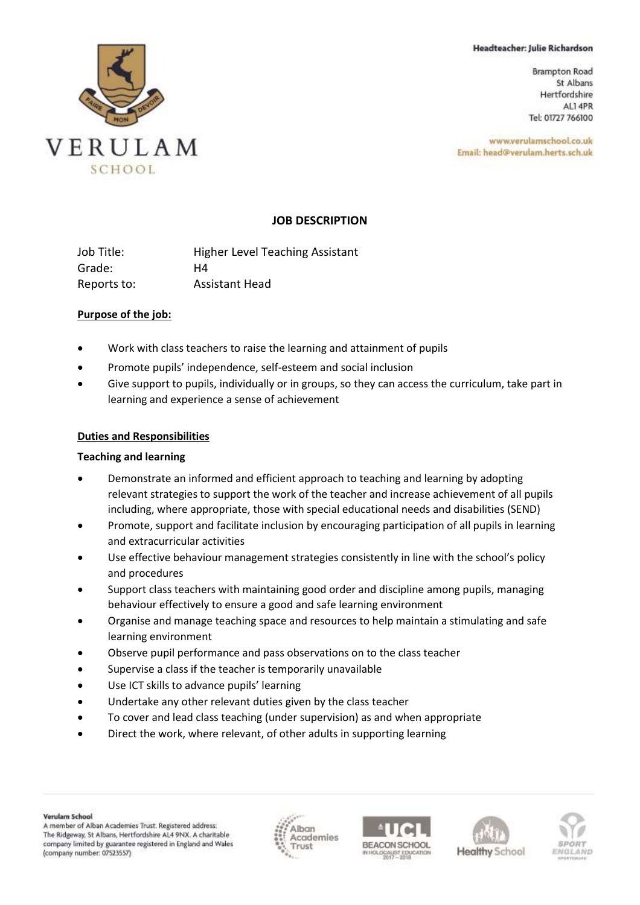Headteacher: Julie Richardson

Brampton Road
St Albans
Hertfordshire
AL1 4PR
Tel: 01727 766100

www.verulamschool.co.uk
Email: head@verulam.herts.sch.uk

VERULAM SCHOOL

## JOB DESCRIPTION

| | |
|---|---|
| Job Title: | Higher Level Teaching Assistant |
| Grade: | H4 |
| Reports to: | Assistant Head |

**Purpose of the job:**

- Work with class teachers to raise the learning and attainment of pupils
- Promote pupils' independence, self-esteem and social inclusion
- Give support to pupils, individually or in groups, so they can access the curriculum, take part in learning and experience a sense of achievement

**Duties and Responsibilities**

**Teaching and learning**

- Demonstrate an informed and efficient approach to teaching and learning by adopting relevant strategies to support the work of the teacher and increase achievement of all pupils including, where appropriate, those with special educational needs and disabilities (SEND)
- Promote, support and facilitate inclusion by encouraging participation of all pupils in learning and extracurricular activities
- Use effective behaviour management strategies consistently in line with the school's policy and procedures
- Support class teachers with maintaining good order and discipline among pupils, managing behaviour effectively to ensure a good and safe learning environment
- Organise and manage teaching space and resources to help maintain a stimulating and safe learning environment
- Observe pupil performance and pass observations on to the class teacher
- Supervise a class if the teacher is temporarily unavailable
- Use ICT skills to advance pupils' learning
- Undertake any other relevant duties given by the class teacher
- To cover and lead class teaching (under supervision) as and when appropriate
- Direct the work, where relevant, of other adults in supporting learning

**Verulam School**
A member of Alban Academies Trust. Registered address: The Ridgeway, St Albans, Hertfordshire AL4 9NX. A charitable company limited by guarantee registered in England and Wales (company number: 07523557)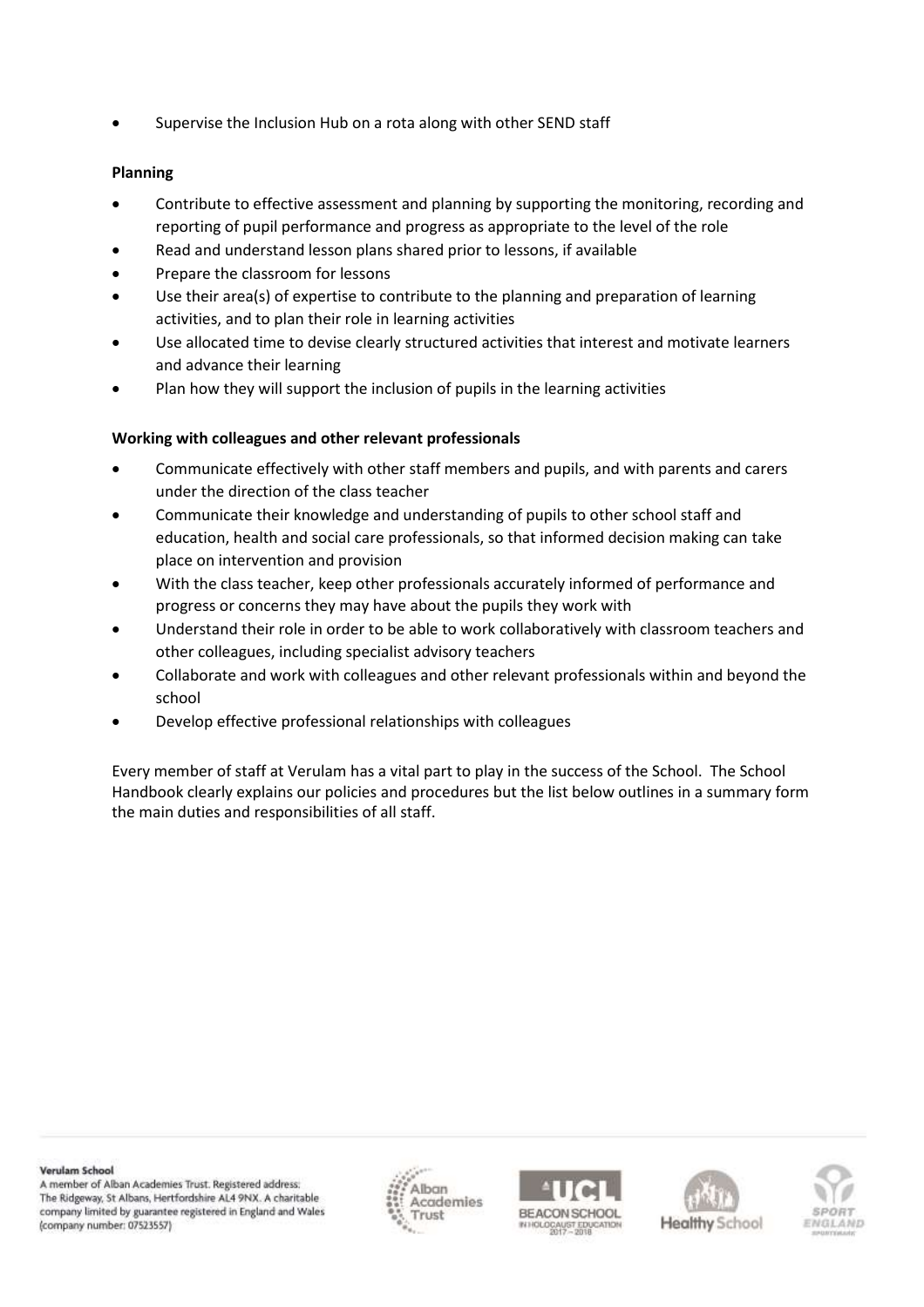- Supervise the Inclusion Hub on a rota along with other SEND staff

**Planning**

- Contribute to effective assessment and planning by supporting the monitoring, recording and reporting of pupil performance and progress as appropriate to the level of the role
- Read and understand lesson plans shared prior to lessons, if available
- Prepare the classroom for lessons
- Use their area(s) of expertise to contribute to the planning and preparation of learning activities, and to plan their role in learning activities
- Use allocated time to devise clearly structured activities that interest and motivate learners and advance their learning
- Plan how they will support the inclusion of pupils in the learning activities

**Working with colleagues and other relevant professionals**

- Communicate effectively with other staff members and pupils, and with parents and carers under the direction of the class teacher
- Communicate their knowledge and understanding of pupils to other school staff and education, health and social care professionals, so that informed decision making can take place on intervention and provision
- With the class teacher, keep other professionals accurately informed of performance and progress or concerns they may have about the pupils they work with
- Understand their role in order to be able to work collaboratively with classroom teachers and other colleagues, including specialist advisory teachers
- Collaborate and work with colleagues and other relevant professionals within and beyond the school
- Develop effective professional relationships with colleagues

Every member of staff at Verulam has a vital part to play in the success of the School. The School Handbook clearly explains our policies and procedures but the list below outlines in a summary form the main duties and responsibilities of all staff.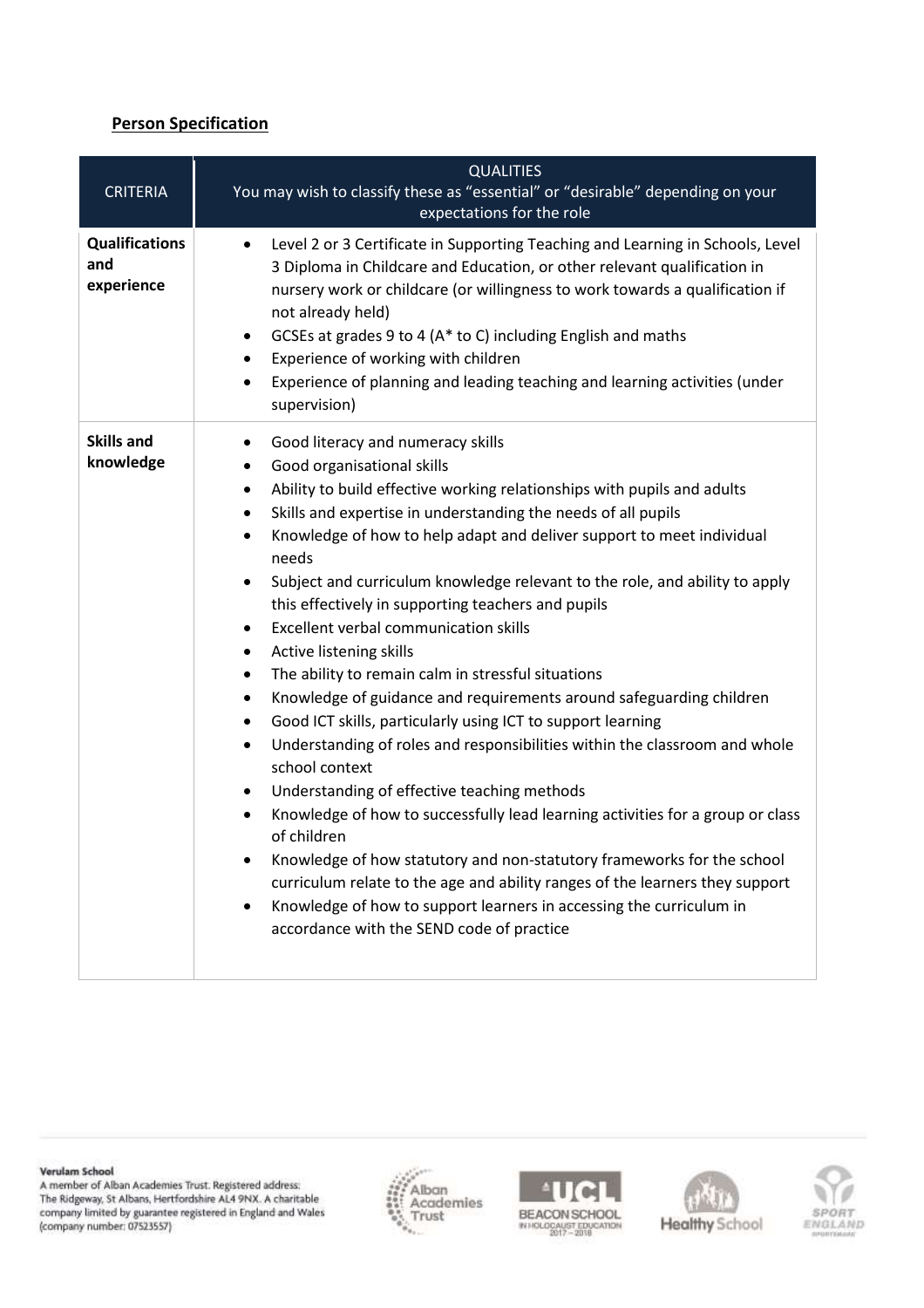## **Person Specification**

| CRITERIA | QUALITIES<br>You may wish to classify these as "essential" or "desirable" depending on your expectations for the role |
|---|---|
| **Qualifications and experience** | • Level 2 or 3 Certificate in Supporting Teaching and Learning in Schools, Level 3 Diploma in Childcare and Education, or other relevant qualification in nursery work or childcare (or willingness to work towards a qualification if not already held)<br>• GCSEs at grades 9 to 4 (A* to C) including English and maths<br>• Experience of working with children<br>• Experience of planning and leading teaching and learning activities (under supervision) |
| **Skills and knowledge** | • Good literacy and numeracy skills<br>• Good organisational skills<br>• Ability to build effective working relationships with pupils and adults<br>• Skills and expertise in understanding the needs of all pupils<br>• Knowledge of how to help adapt and deliver support to meet individual needs<br>• Subject and curriculum knowledge relevant to the role, and ability to apply this effectively in supporting teachers and pupils<br>• Excellent verbal communication skills<br>• Active listening skills<br>• The ability to remain calm in stressful situations<br>• Knowledge of guidance and requirements around safeguarding children<br>• Good ICT skills, particularly using ICT to support learning<br>• Understanding of roles and responsibilities within the classroom and whole school context<br>• Understanding of effective teaching methods<br>• Knowledge of how to successfully lead learning activities for a group or class of children<br>• Knowledge of how statutory and non-statutory frameworks for the school curriculum relate to the age and ability ranges of the learners they support<br>• Knowledge of how to support learners in accessing the curriculum in accordance with the SEND code of practice |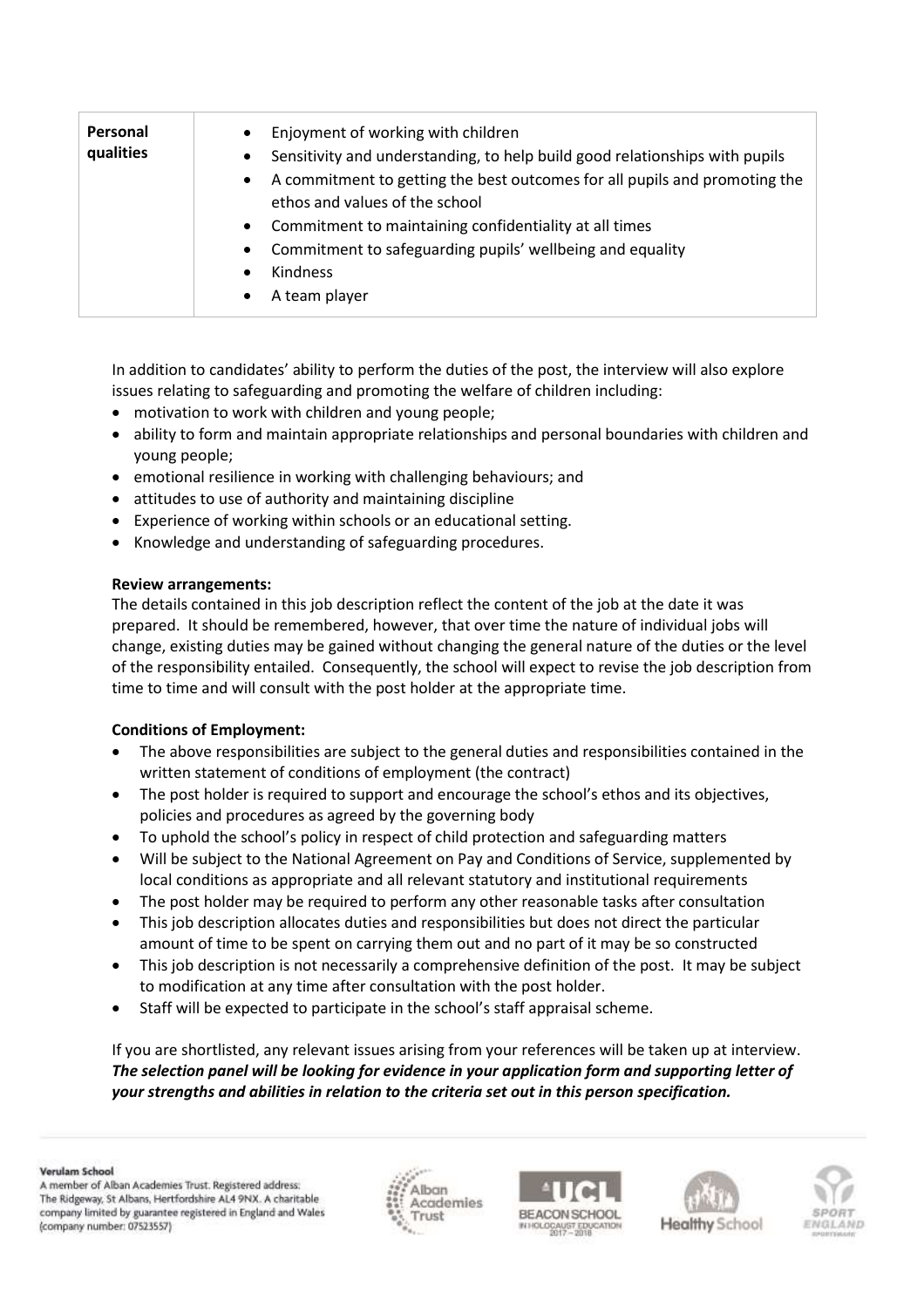| | |
|---|---|
| **Personal qualities** | • Enjoyment of working with children<br>• Sensitivity and understanding, to help build good relationships with pupils<br>• A commitment to getting the best outcomes for all pupils and promoting the ethos and values of the school<br>• Commitment to maintaining confidentiality at all times<br>• Commitment to safeguarding pupils' wellbeing and equality<br>• Kindness<br>• A team player |

In addition to candidates' ability to perform the duties of the post, the interview will also explore issues relating to safeguarding and promoting the welfare of children including:

- motivation to work with children and young people;
- ability to form and maintain appropriate relationships and personal boundaries with children and young people;
- emotional resilience in working with challenging behaviours; and
- attitudes to use of authority and maintaining discipline
- Experience of working within schools or an educational setting.
- Knowledge and understanding of safeguarding procedures.

**Review arrangements:**
The details contained in this job description reflect the content of the job at the date it was prepared. It should be remembered, however, that over time the nature of individual jobs will change, existing duties may be gained without changing the general nature of the duties or the level of the responsibility entailed. Consequently, the school will expect to revise the job description from time to time and will consult with the post holder at the appropriate time.

**Conditions of Employment:**

- The above responsibilities are subject to the general duties and responsibilities contained in the written statement of conditions of employment (the contract)
- The post holder is required to support and encourage the school's ethos and its objectives, policies and procedures as agreed by the governing body
- To uphold the school's policy in respect of child protection and safeguarding matters
- Will be subject to the National Agreement on Pay and Conditions of Service, supplemented by local conditions as appropriate and all relevant statutory and institutional requirements
- The post holder may be required to perform any other reasonable tasks after consultation
- This job description allocates duties and responsibilities but does not direct the particular amount of time to be spent on carrying them out and no part of it may be so constructed
- This job description is not necessarily a comprehensive definition of the post. It may be subject to modification at any time after consultation with the post holder.
- Staff will be expected to participate in the school's staff appraisal scheme.

If you are shortlisted, any relevant issues arising from your references will be taken up at interview. ***The selection panel will be looking for evidence in your application form and supporting letter of your strengths and abilities in relation to the criteria set out in this person specification.***

**Verulam School**
A member of Alban Academies Trust. Registered address: The Ridgeway, St Albans, Hertfordshire AL4 9NX. A charitable company limited by guarantee registered in England and Wales (company number: 07523557)